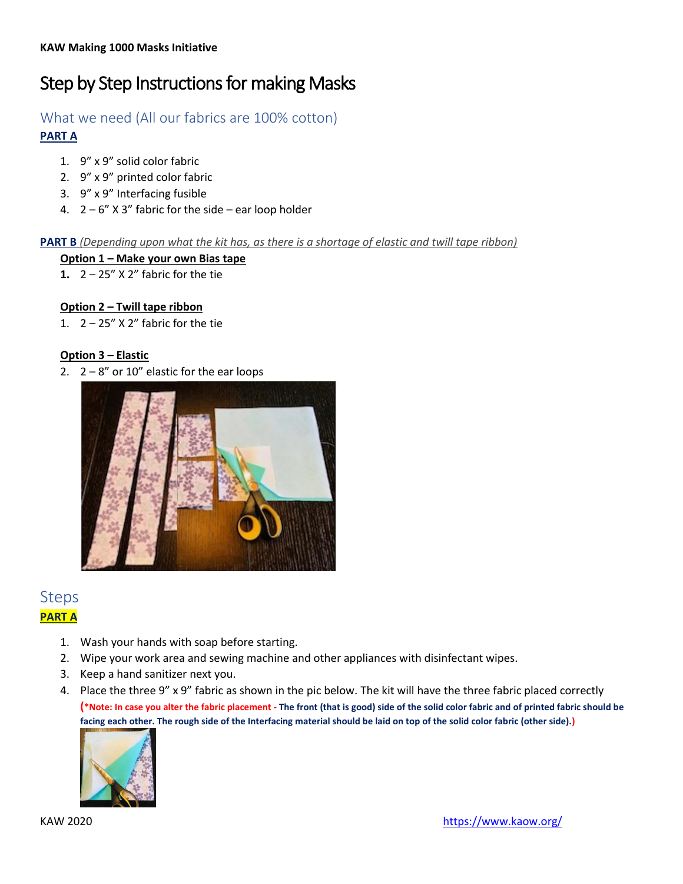**KAW Making 1000 Masks Initiative**

# Step by Step Instructions for making Masks

## What we need (All our fabrics are 100% cotton)

**PART A**

1. 9" x 9" solid color fabric
2. 9" x 9" printed color fabric
3. 9" x 9" Interfacing fusible
4. 2 – 6" X 3" fabric for the side – ear loop holder

**PART B** *(Depending upon what the kit has, as there is a shortage of elastic and twill tape ribbon)*

**Option 1 – Make your own Bias tape**

1. 2 – 25" X 2" fabric for the tie

**Option 2 – Twill tape ribbon**

1. 2 – 25" X 2" fabric for the tie

**Option 3 – Elastic**

2. 2 – 8" or 10" elastic for the ear loops

## Steps

**PART A**

1. Wash your hands with soap before starting.
2. Wipe your work area and sewing machine and other appliances with disinfectant wipes.
3. Keep a hand sanitizer next you.
4. Place the three 9" x 9" fabric as shown in the pic below. The kit will have the three fabric placed correctly
   **(\*Note: In case you alter the fabric placement - The front (that is good) side of the solid color fabric and of printed fabric should be facing each other. The rough side of the Interfacing material should be laid on top of the solid color fabric (other side).)**

KAW 2020 https://www.kaow.org/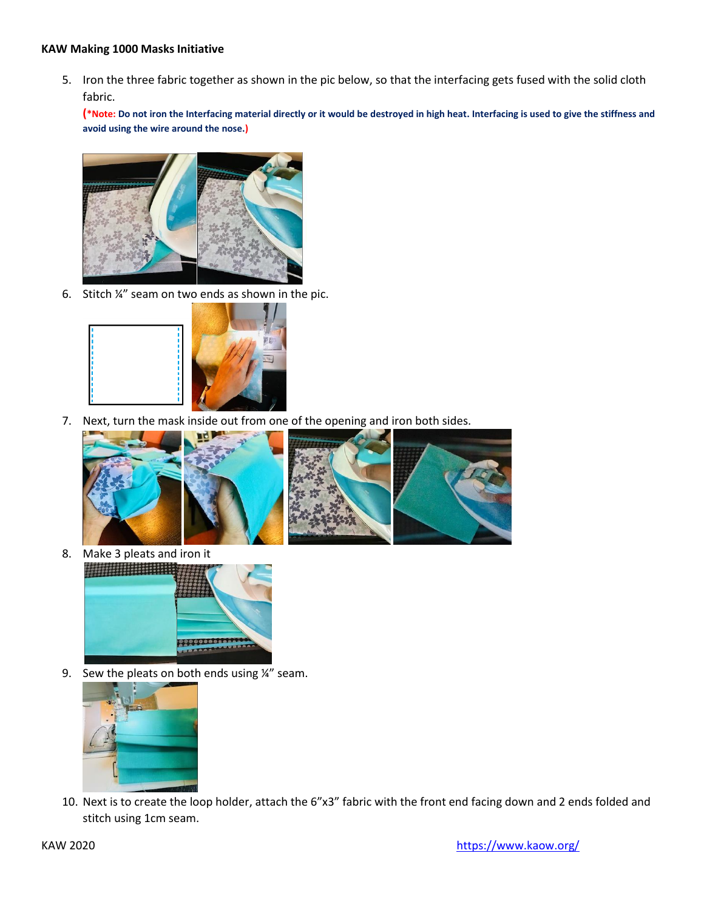**KAW Making 1000 Masks Initiative**

5. Iron the three fabric together as shown in the pic below, so that the interfacing gets fused with the solid cloth fabric.
   **(*Note: Do not iron the Interfacing material directly or it would be destroyed in high heat. Interfacing is used to give the stiffness and avoid using the wire around the nose.)**

6. Stitch ¼" seam on two ends as shown in the pic.

7. Next, turn the mask inside out from one of the opening and iron both sides.

8. Make 3 pleats and iron it

9. Sew the pleats on both ends using ¼" seam.

10. Next is to create the loop holder, attach the 6"x3" fabric with the front end facing down and 2 ends folded and stitch using 1cm seam.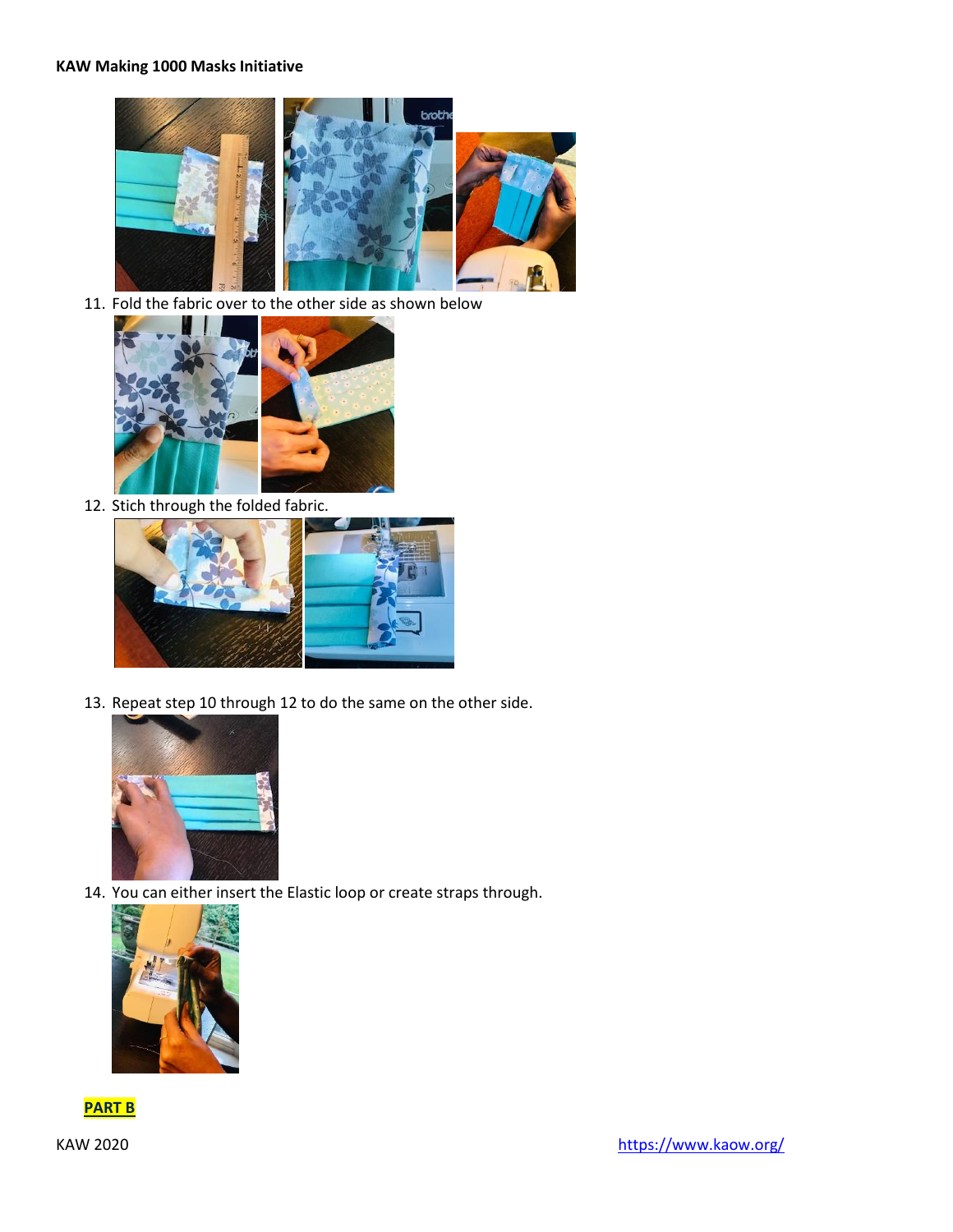**KAW Making 1000 Masks Initiative**

11. Fold the fabric over to the other side as shown below

12. Stich through the folded fabric.

13. Repeat step 10 through 12 to do the same on the other side.

14. You can either insert the Elastic loop or create straps through.

**PART B**

KAW 2020 https://www.kaow.org/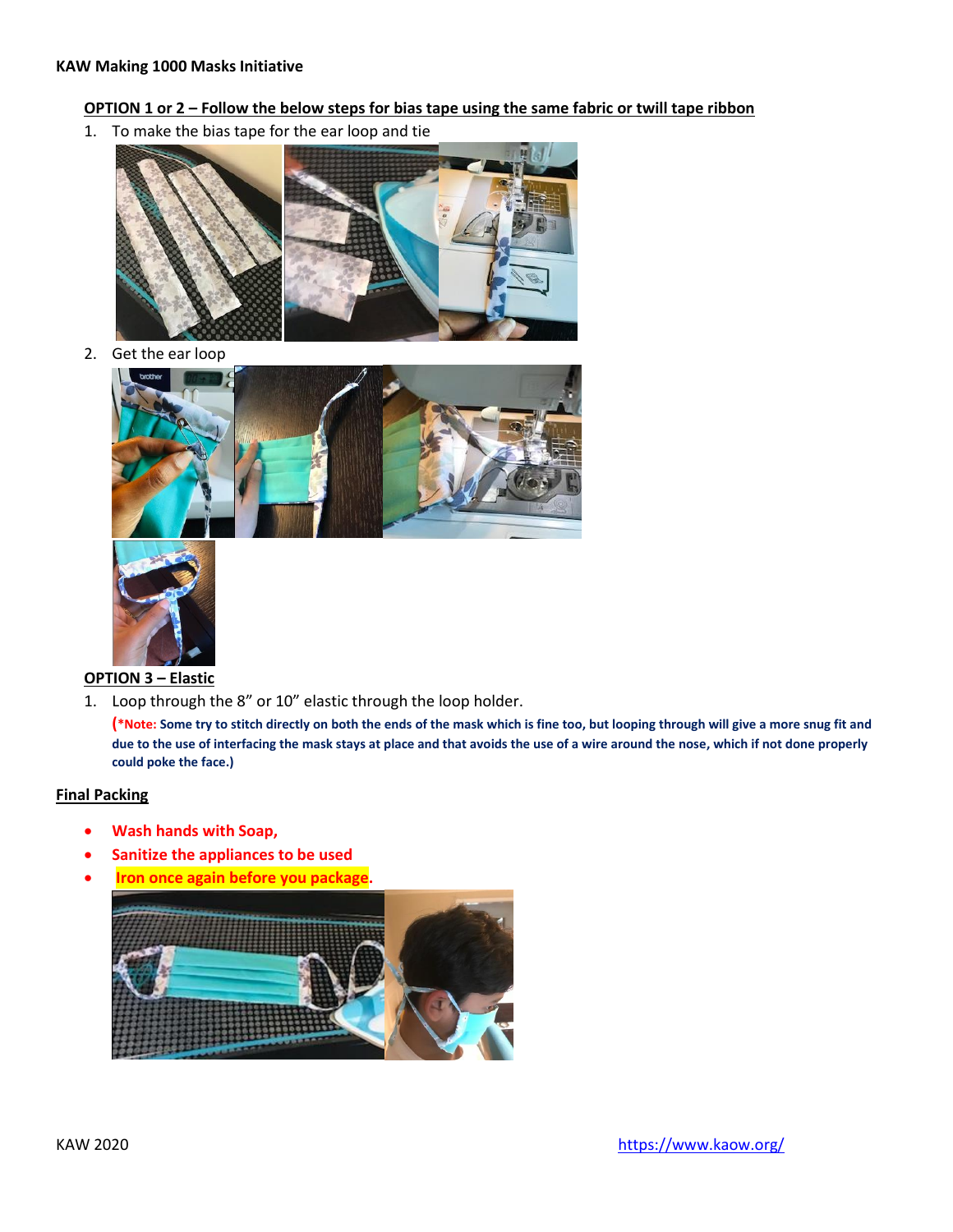**KAW Making 1000 Masks Initiative**

**OPTION 1 or 2 – Follow the below steps for bias tape using the same fabric or twill tape ribbon**

1. To make the bias tape for the ear loop and tie
2. Get the ear loop

**OPTION 3 – Elastic**

1. Loop through the 8" or 10" elastic through the loop holder.

   **(\*Note: Some try to stitch directly on both the ends of the mask which is fine too, but looping through will give a more snug fit and due to the use of interfacing the mask stays at place and that avoids the use of a wire around the nose, which if not done properly could poke the face.)**

**Final Packing**

- **Wash hands with Soap,**
- **Sanitize the appliances to be used**
- **Iron once again before you package.**

KAW 2020 https://www.kaow.org/